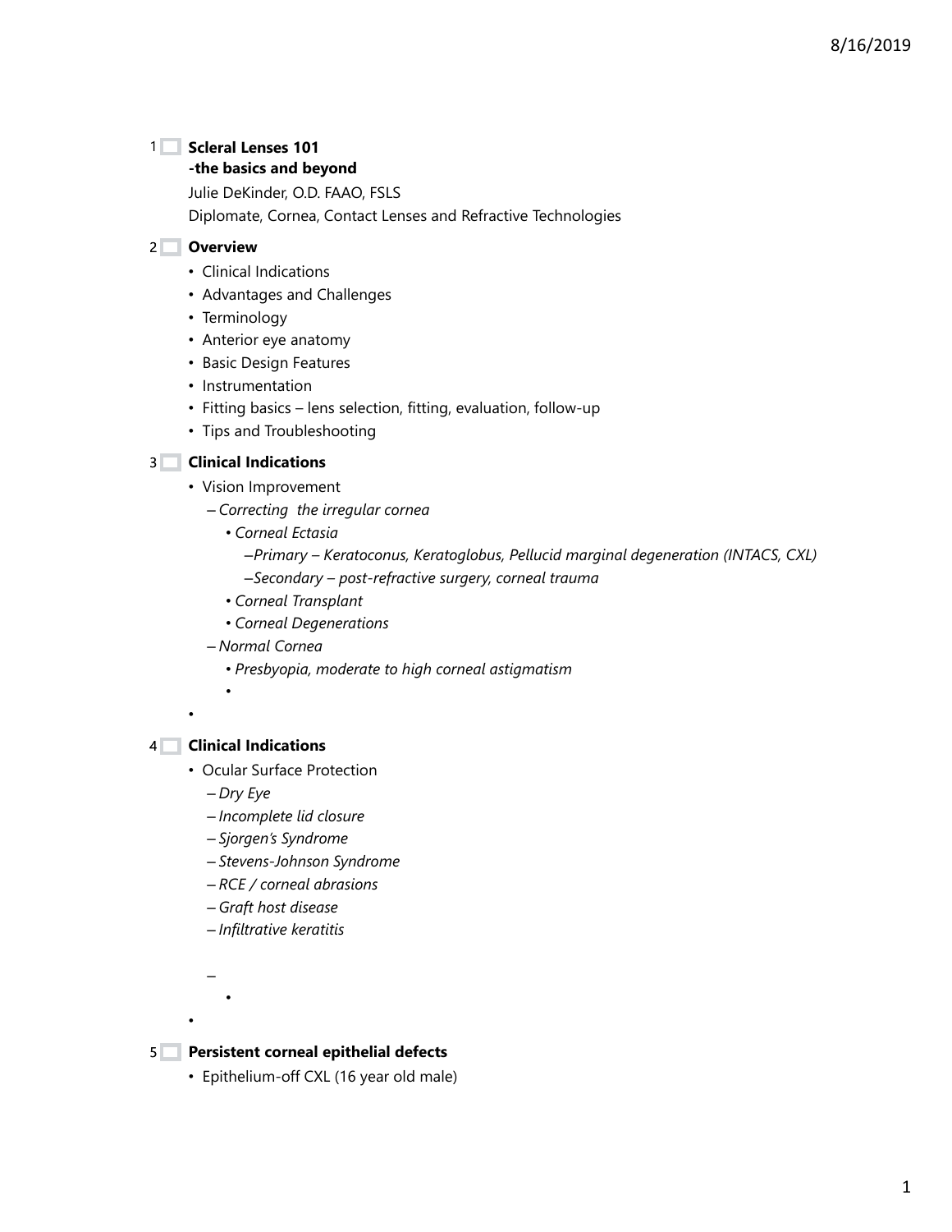## 1 Scleral Lenses 101

**-the basics and beyond**

Julie DeKinder, O.D. FAAO, FSLS

Diplomate, Cornea, Contact Lenses and Refractive Technologies

## 2 Overview

- Clinical Indications
- Advantages and Challenges
- Terminology
- Anterior eye anatomy
- Basic Design Features
- Instrumentation
- Fitting basics – lens selection, fitting, evaluation, follow-up
- Tips and Troubleshooting

## 3 Clinical Indications

- Vision Improvement
  - *Correcting the irregular cornea*
    - *Corneal Ectasia*
      - *Primary – Keratoconus, Keratoglobus, Pellucid marginal degeneration (INTACS, CXL)*
      - *Secondary – post-refractive surgery, corneal trauma*
    - *Corneal Transplant*
    - *Corneal Degenerations*
  - *Normal Cornea*
    - *Presbyopia, moderate to high corneal astigmatism*

## 4 Clinical Indications

- Ocular Surface Protection
  - *Dry Eye*
  - *Incomplete lid closure*
  - *Sjorgen's Syndrome*
  - *Stevens-Johnson Syndrome*
  - *RCE / corneal abrasions*
  - *Graft host disease*
  - *Infiltrative keratitis*

## 5 Persistent corneal epithelial defects

- Epithelium-off CXL (16 year old male)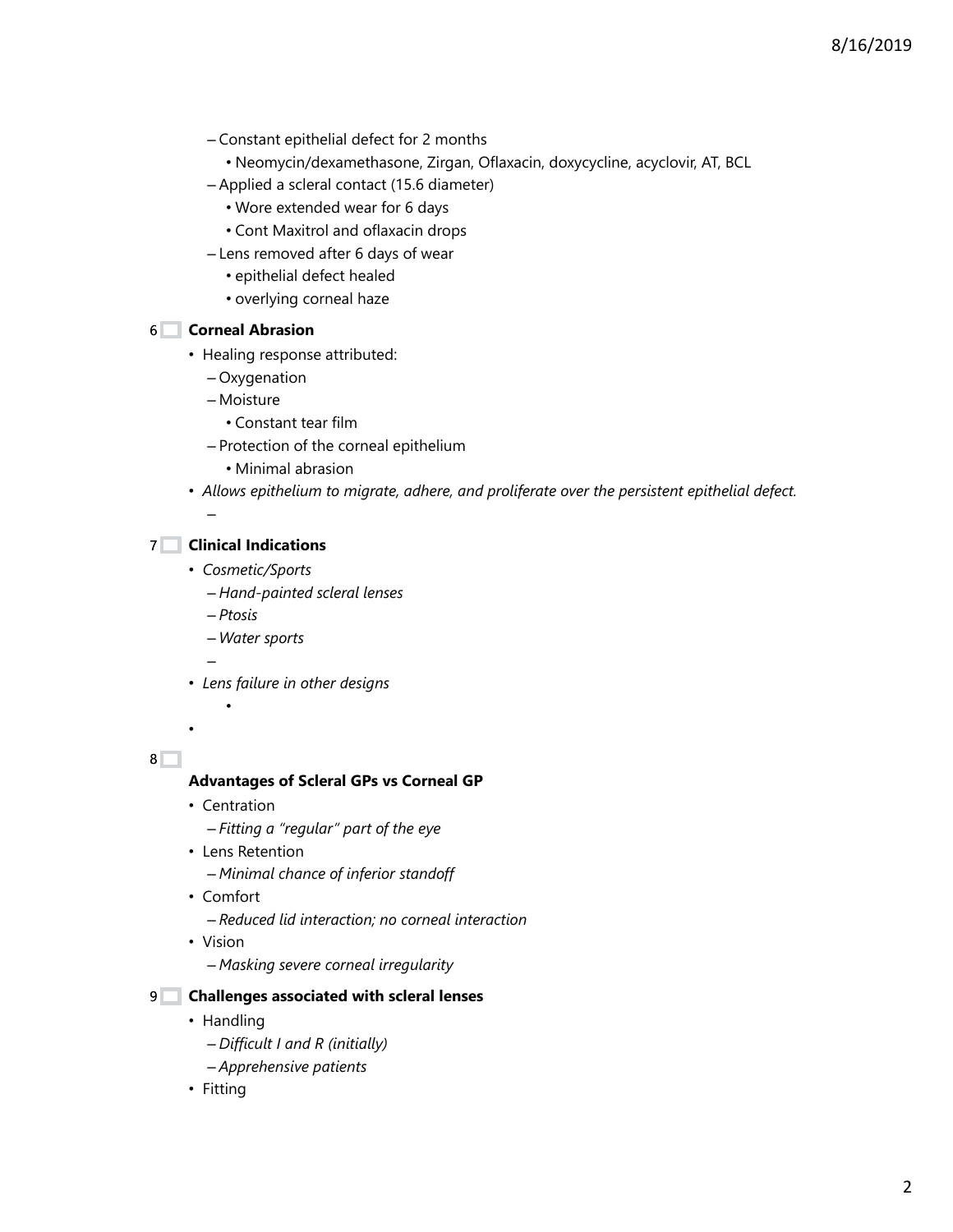- Constant epithelial defect for 2 months
  - Neomycin/dexamethasone, Zirgan, Oflaxacin, doxycycline, acyclovir, AT, BCL
- Applied a scleral contact (15.6 diameter)
  - Wore extended wear for 6 days
  - Cont Maxitrol and oflaxacin drops
- Lens removed after 6 days of wear
  - epithelial defect healed
  - overlying corneal haze

6

## Corneal Abrasion

- Healing response attributed:
  - Oxygenation
  - Moisture
    - Constant tear film
  - Protection of the corneal epithelium
    - Minimal abrasion
- *Allows epithelium to migrate, adhere, and proliferate over the persistent epithelial defect.*

7

## Clinical Indications

- *Cosmetic/Sports*
  - *Hand-painted scleral lenses*
  - *Ptosis*
  - *Water sports*
- *Lens failure in other designs*

8

## Advantages of Scleral GPs vs Corneal GP

- Centration
  - *Fitting a "regular" part of the eye*
- Lens Retention
  - *Minimal chance of inferior standoff*
- Comfort
  - *Reduced lid interaction; no corneal interaction*
- Vision
  - *Masking severe corneal irregularity*

9

## Challenges associated with scleral lenses

- Handling
  - *Difficult I and R (initially)*
  - *Apprehensive patients*
- Fitting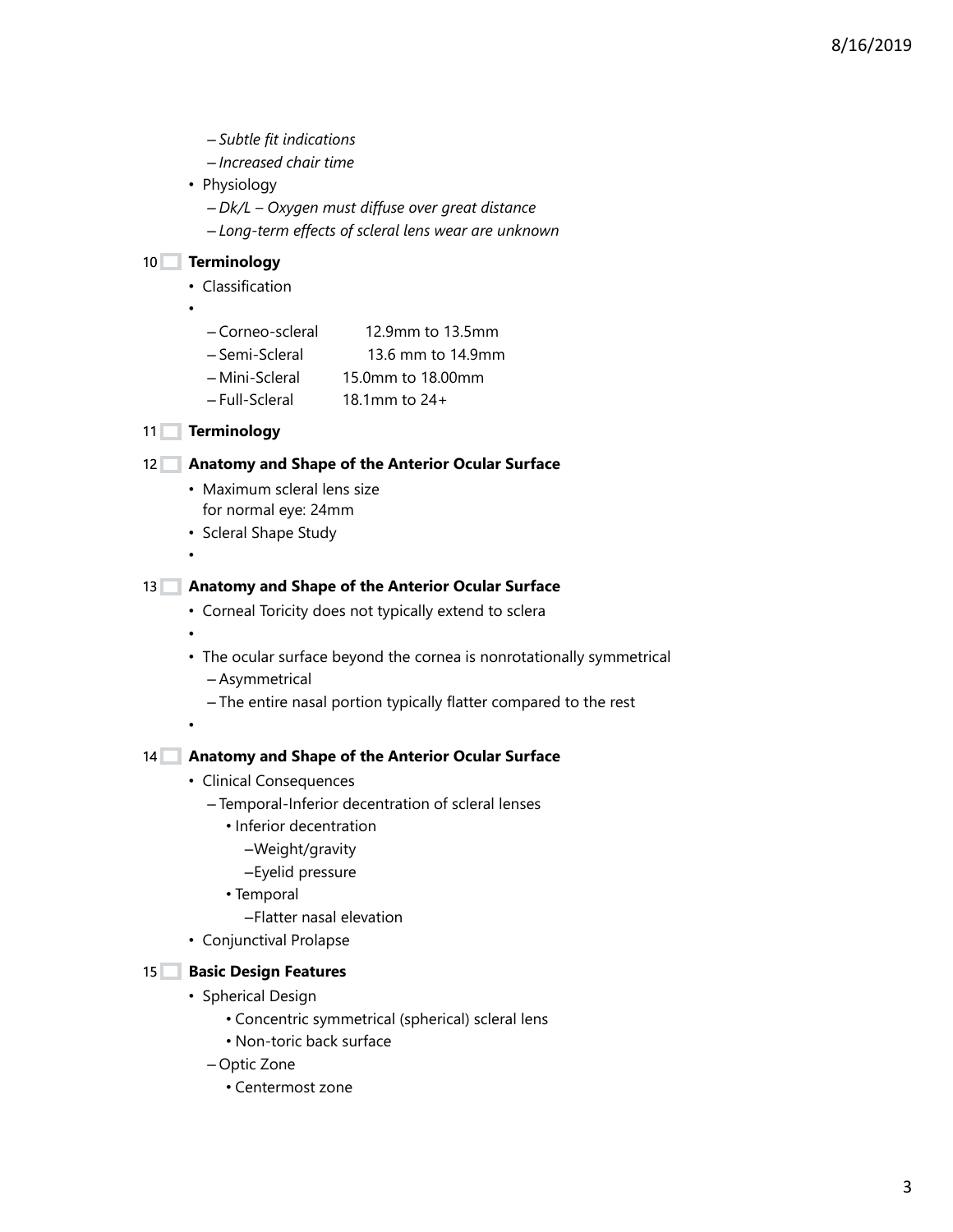- *Subtle fit indications*
- *Increased chair time*

- Physiology
  - *Dk/L – Oxygen must diffuse over great distance*
  - *Long-term effects of scleral lens wear are unknown*

## 10 Terminology

- Classification
-
  - Corneo-scleral 12.9mm to 13.5mm
  - Semi-Scleral 13.6 mm to 14.9mm
  - Mini-Scleral 15.0mm to 18.00mm
  - Full-Scleral 18.1mm to 24+

## 11 Terminology

## 12 Anatomy and Shape of the Anterior Ocular Surface

- Maximum scleral lens size for normal eye: 24mm
- Scleral Shape Study
-

## 13 Anatomy and Shape of the Anterior Ocular Surface

- Corneal Toricity does not typically extend to sclera
-
- The ocular surface beyond the cornea is nonrotationally symmetrical
  - Asymmetrical
  - The entire nasal portion typically flatter compared to the rest
-

## 14 Anatomy and Shape of the Anterior Ocular Surface

- Clinical Consequences
  - Temporal-Inferior decentration of scleral lenses
    - Inferior decentration
      - Weight/gravity
      - Eyelid pressure
    - Temporal
      - Flatter nasal elevation
- Conjunctival Prolapse

## 15 Basic Design Features

- Spherical Design
  - Concentric symmetrical (spherical) scleral lens
  - Non-toric back surface
  - Optic Zone
    - Centermost zone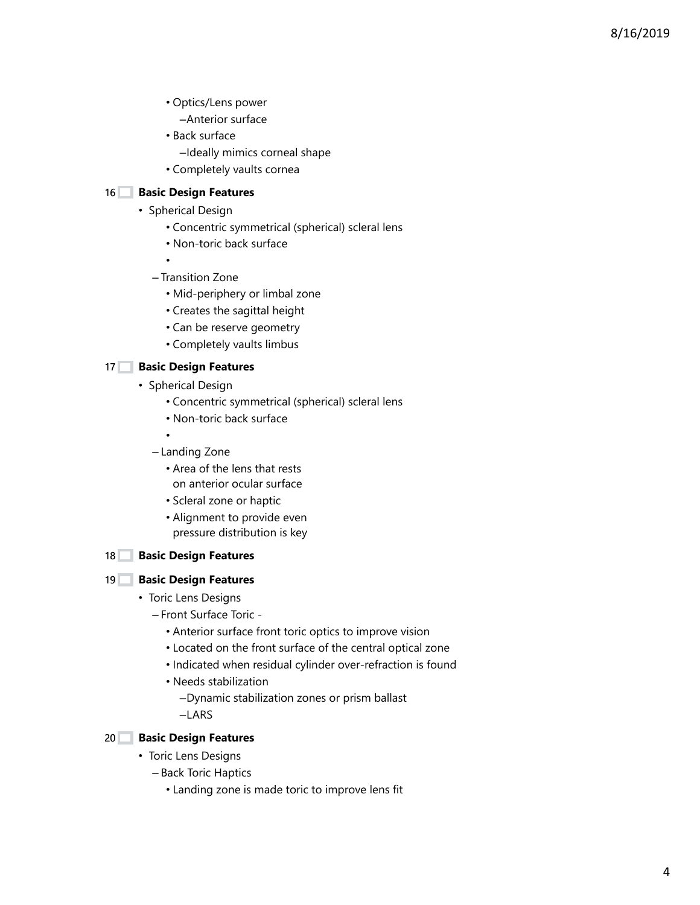- Optics/Lens power
  - Anterior surface
- Back surface
  - Ideally mimics corneal shape
- Completely vaults cornea

16 **Basic Design Features**

- Spherical Design
  - Concentric symmetrical (spherical) scleral lens
  - Non-toric back surface
  - 
- Transition Zone
  - Mid-periphery or limbal zone
  - Creates the sagittal height
  - Can be reserve geometry
  - Completely vaults limbus

17 **Basic Design Features**

- Spherical Design
  - Concentric symmetrical (spherical) scleral lens
  - Non-toric back surface
  - 
- Landing Zone
  - Area of the lens that rests on anterior ocular surface
  - Scleral zone or haptic
  - Alignment to provide even pressure distribution is key

18 **Basic Design Features**

19 **Basic Design Features**

- Toric Lens Designs
  - Front Surface Toric -
    - Anterior surface front toric optics to improve vision
    - Located on the front surface of the central optical zone
    - Indicated when residual cylinder over-refraction is found
    - Needs stabilization
      - Dynamic stabilization zones or prism ballast
      - LARS

20 **Basic Design Features**

- Toric Lens Designs
  - Back Toric Haptics
    - Landing zone is made toric to improve lens fit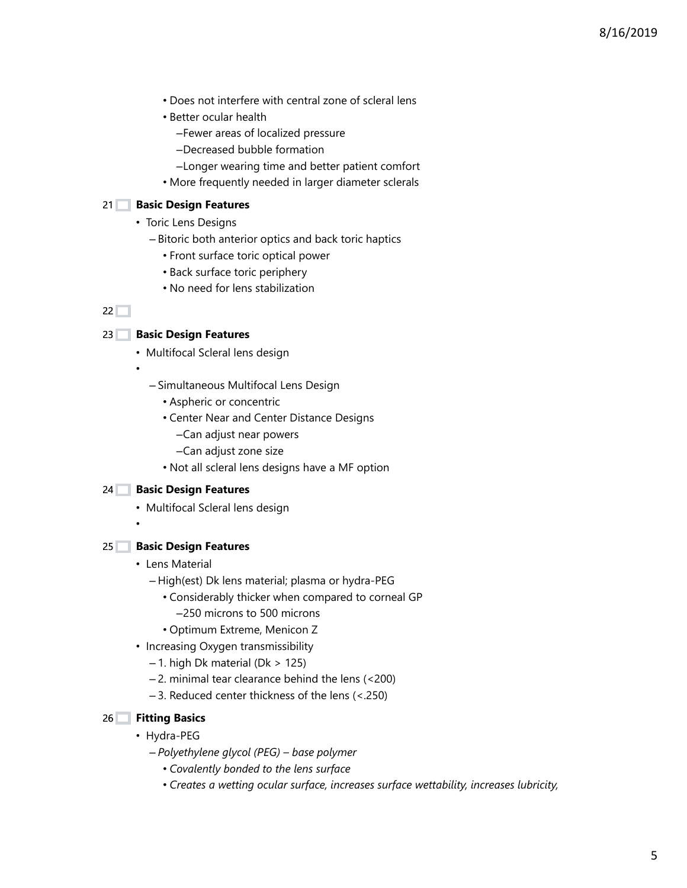- Does not interfere with central zone of scleral lens
- Better ocular health
  - Fewer areas of localized pressure
  - Decreased bubble formation
  - Longer wearing time and better patient comfort
- More frequently needed in larger diameter sclerals

21 **Basic Design Features**

- Toric Lens Designs
  - Bitoric both anterior optics and back toric haptics
    - Front surface toric optical power
    - Back surface toric periphery
    - No need for lens stabilization

22

23 **Basic Design Features**

- Multifocal Scleral lens design
- 
  - Simultaneous Multifocal Lens Design
    - Aspheric or concentric
    - Center Near and Center Distance Designs
      - Can adjust near powers
      - Can adjust zone size
    - Not all scleral lens designs have a MF option

24 **Basic Design Features**

- Multifocal Scleral lens design
- 

25 **Basic Design Features**

- Lens Material
  - High(est) Dk lens material; plasma or hydra-PEG
    - Considerably thicker when compared to corneal GP
      - 250 microns to 500 microns
    - Optimum Extreme, Menicon Z
- Increasing Oxygen transmissibility
  - 1. high Dk material (Dk > 125)
  - 2. minimal tear clearance behind the lens (<200)
  - 3. Reduced center thickness of the lens (<.250)

26 **Fitting Basics**

- Hydra-PEG
  - *Polyethylene glycol (PEG) – base polymer*
    - *Covalently bonded to the lens surface*
    - *Creates a wetting ocular surface, increases surface wettability, increases lubricity,*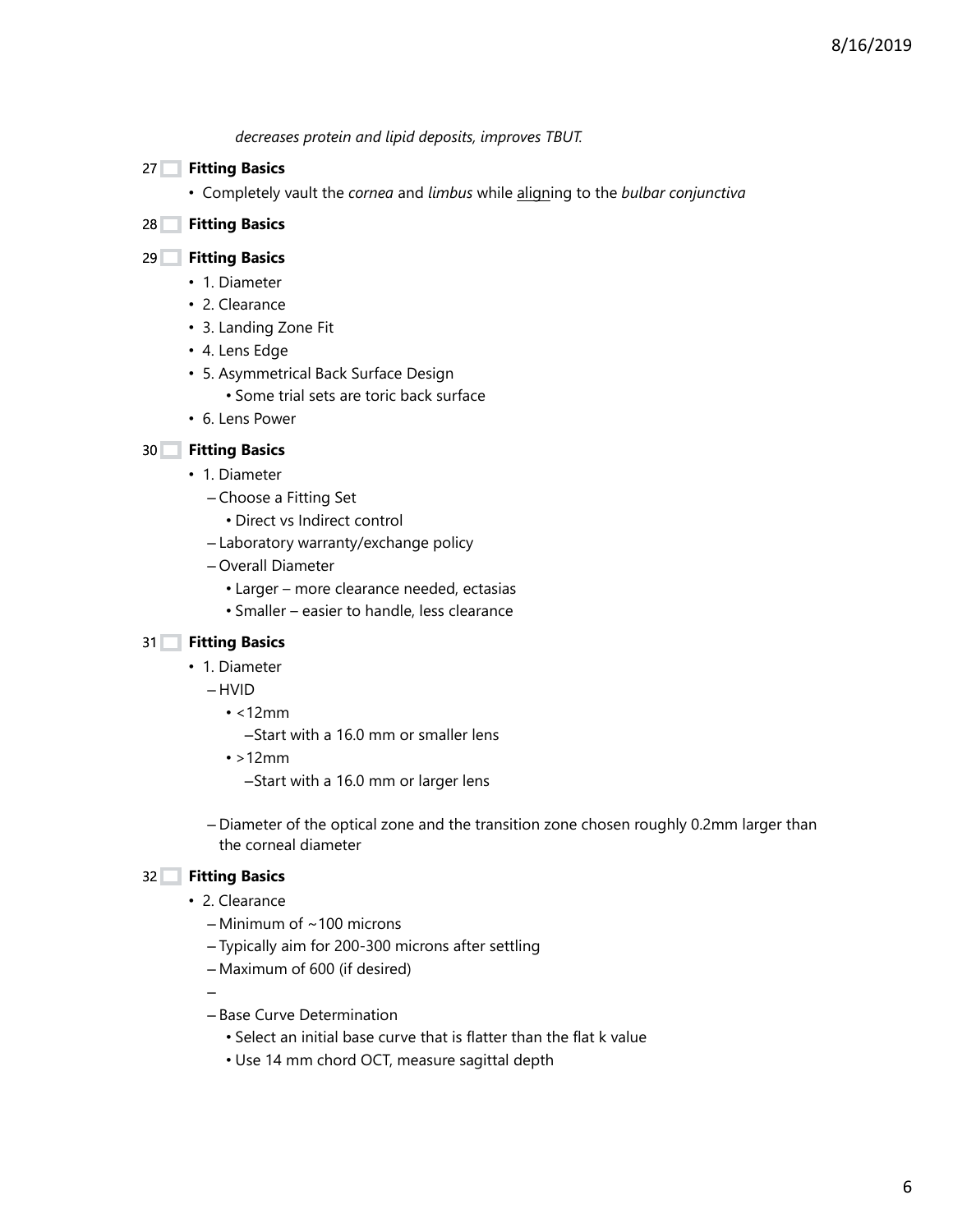*decreases protein and lipid deposits, improves TBUT.*

27 **Fitting Basics**

- Completely vault the *cornea* and *limbus* while align̲ing to the *bulbar conjunctiva*

28 **Fitting Basics**

29 **Fitting Basics**

- 1. Diameter
- 2. Clearance
- 3. Landing Zone Fit
- 4. Lens Edge
- 5. Asymmetrical Back Surface Design
  - Some trial sets are toric back surface
- 6. Lens Power

30 **Fitting Basics**

- 1. Diameter
  - – Choose a Fitting Set
    - Direct vs Indirect control
  - – Laboratory warranty/exchange policy
  - – Overall Diameter
    - Larger – more clearance needed, ectasias
    - Smaller – easier to handle, less clearance

31 **Fitting Basics**

- 1. Diameter
  - – HVID
    - <12mm
      - –Start with a 16.0 mm or smaller lens
    - >12mm
      - –Start with a 16.0 mm or larger lens
  - – Diameter of the optical zone and the transition zone chosen roughly 0.2mm larger than the corneal diameter

32 **Fitting Basics**

- 2. Clearance
  - – Minimum of ~100 microns
  - – Typically aim for 200-300 microns after settling
  - – Maximum of 600 (if desired)
  - –
  - – Base Curve Determination
    - Select an initial base curve that is flatter than the flat k value
    - Use 14 mm chord OCT, measure sagittal depth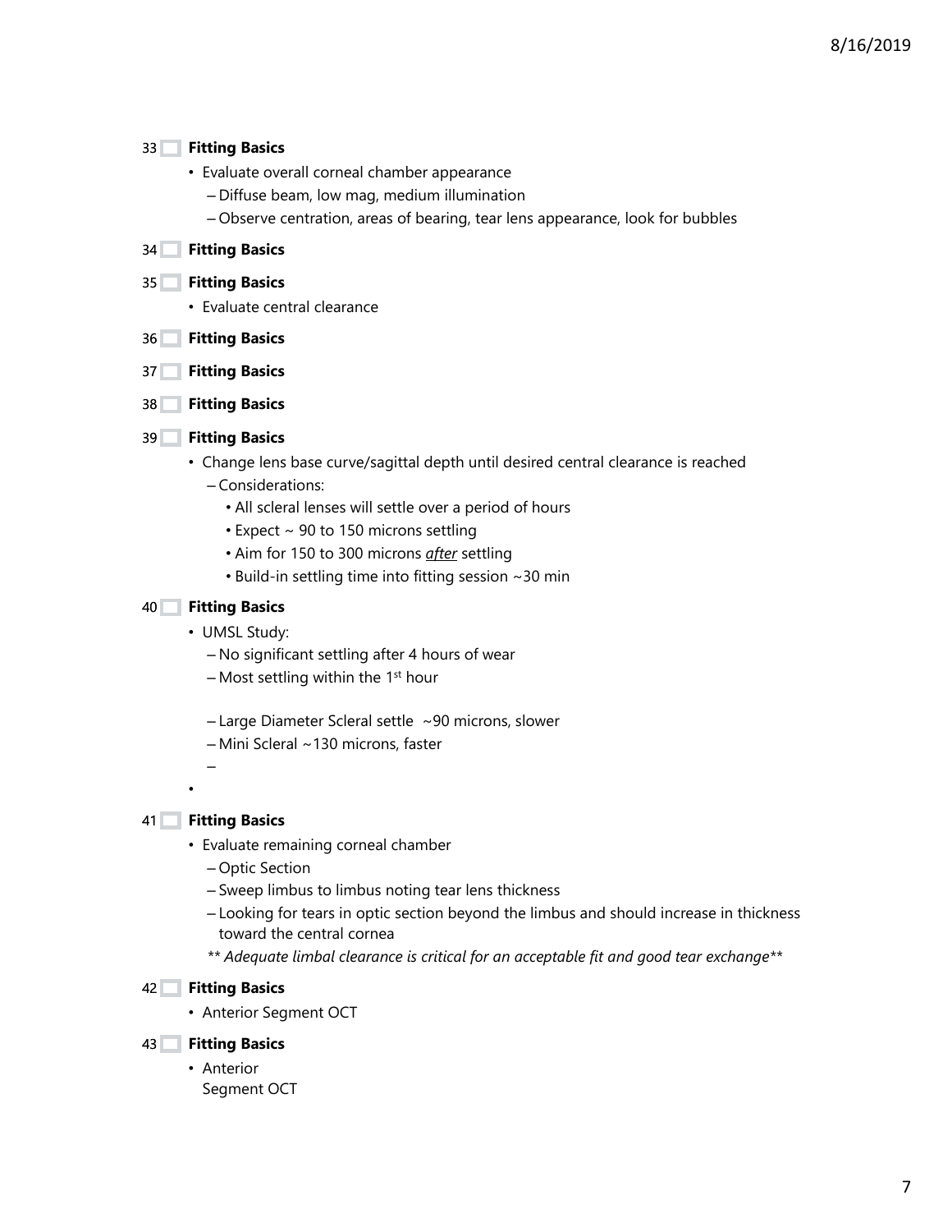33 **Fitting Basics**

- Evaluate overall corneal chamber appearance
  - Diffuse beam, low mag, medium illumination
  - Observe centration, areas of bearing, tear lens appearance, look for bubbles

34 **Fitting Basics**

35 **Fitting Basics**

- Evaluate central clearance

36 **Fitting Basics**

37 **Fitting Basics**

38 **Fitting Basics**

39 **Fitting Basics**

- Change lens base curve/sagittal depth until desired central clearance is reached
  - Considerations:
    - All scleral lenses will settle over a period of hours
    - Expect ~ 90 to 150 microns settling
    - Aim for 150 to 300 microns ***after*** settling
    - Build-in settling time into fitting session ~30 min

40 **Fitting Basics**

- UMSL Study:
  - No significant settling after 4 hours of wear
  - Most settling within the 1st hour
  - Large Diameter Scleral settle ~90 microns, slower
  - Mini Scleral ~130 microns, faster

41 **Fitting Basics**

- Evaluate remaining corneal chamber
  - Optic Section
  - Sweep limbus to limbus noting tear lens thickness
  - Looking for tears in optic section beyond the limbus and should increase in thickness toward the central cornea
  
  *** Adequate limbal clearance is critical for an acceptable fit and good tear exchange***

42 **Fitting Basics**

- Anterior Segment OCT

43 **Fitting Basics**

- Anterior Segment OCT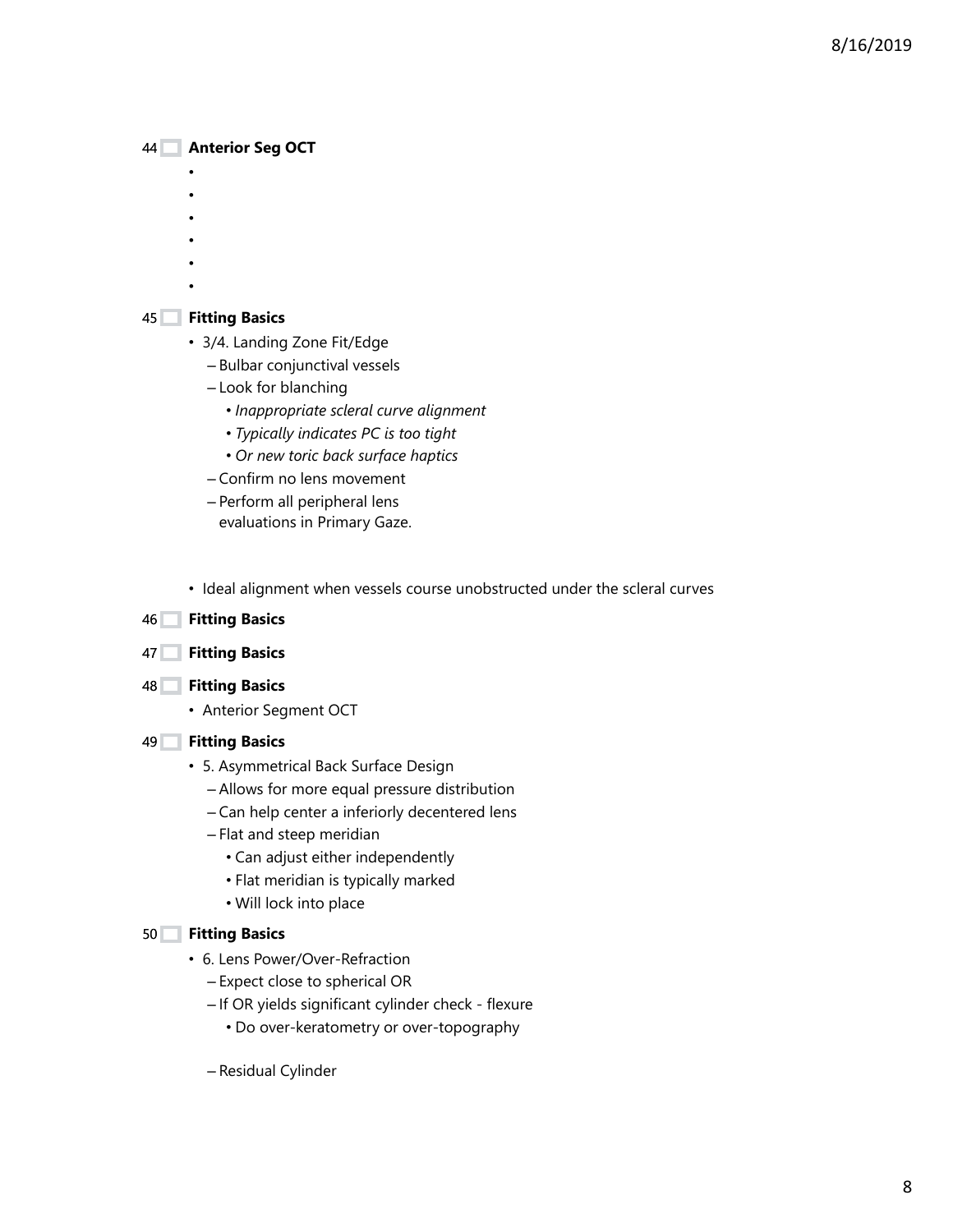44 **Anterior Seg OCT**

- 
- 
- 
- 
- 
- 

45 **Fitting Basics**

- 3/4. Landing Zone Fit/Edge
  - Bulbar conjunctival vessels
  - Look for blanching
    - *Inappropriate scleral curve alignment*
    - *Typically indicates PC is too tight*
    - *Or new toric back surface haptics*
  - Confirm no lens movement
  - Perform all peripheral lens evaluations in Primary Gaze.

- Ideal alignment when vessels course unobstructed under the scleral curves

46 **Fitting Basics**

47 **Fitting Basics**

48 **Fitting Basics**

- Anterior Segment OCT

49 **Fitting Basics**

- 5. Asymmetrical Back Surface Design
  - Allows for more equal pressure distribution
  - Can help center a inferiorly decentered lens
  - Flat and steep meridian
    - Can adjust either independently
    - Flat meridian is typically marked
    - Will lock into place

50 **Fitting Basics**

- 6. Lens Power/Over-Refraction
  - Expect close to spherical OR
  - If OR yields significant cylinder check - flexure
    - Do over-keratometry or over-topography
  - Residual Cylinder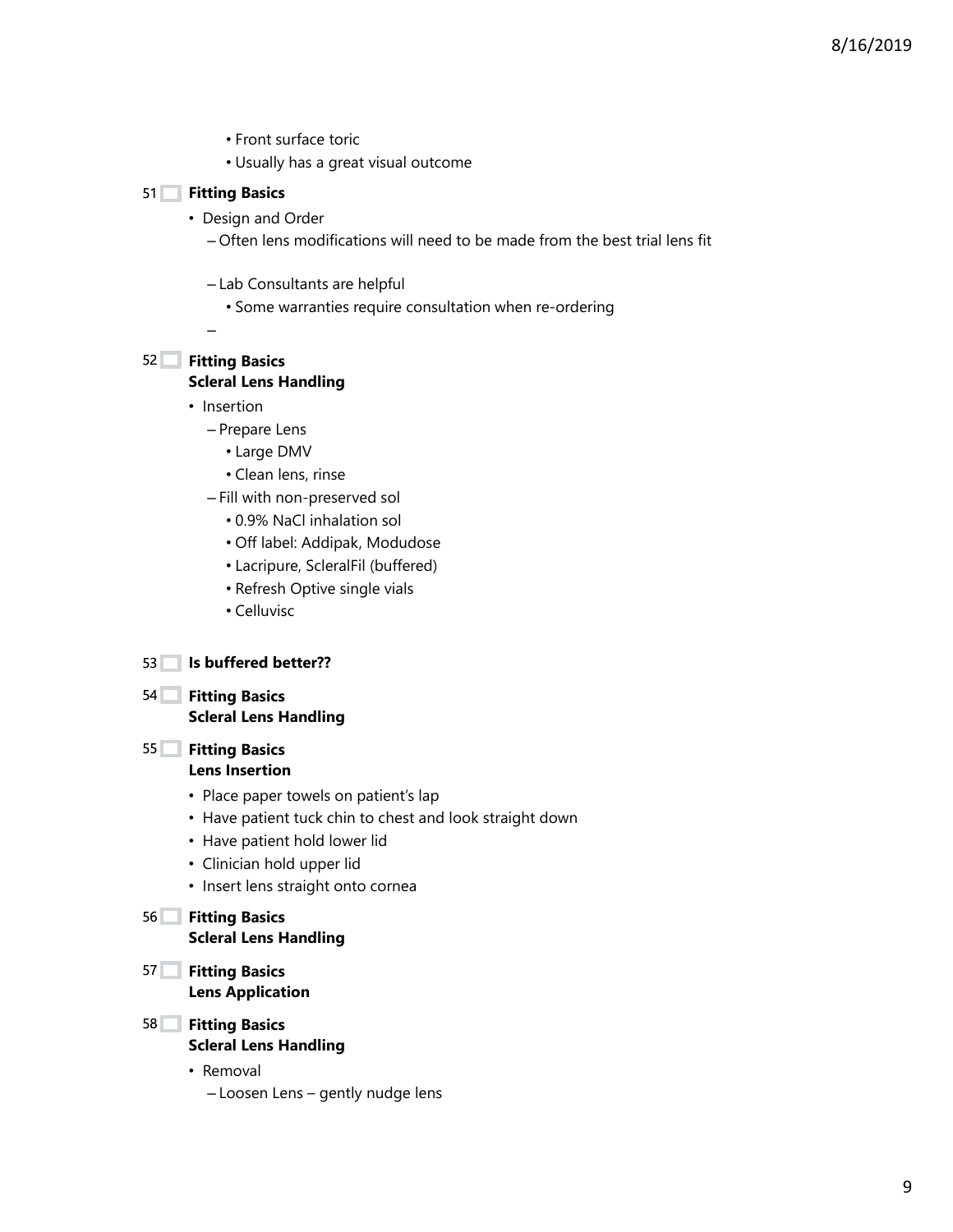- Front surface toric
  - Usually has a great visual outcome

51 **Fitting Basics**

- Design and Order
  - Often lens modifications will need to be made from the best trial lens fit
  - Lab Consultants are helpful
    - Some warranties require consultation when re-ordering
  - 

52 **Fitting Basics**
**Scleral Lens Handling**

- Insertion
  - Prepare Lens
    - Large DMV
    - Clean lens, rinse
  - Fill with non-preserved sol
    - 0.9% NaCl inhalation sol
    - Off label: Addipak, Modudose
    - Lacripure, ScleralFil (buffered)
    - Refresh Optive single vials
    - Celluvisc

53 **Is buffered better??**

54 **Fitting Basics**
**Scleral Lens Handling**

55 **Fitting Basics**
**Lens Insertion**

- Place paper towels on patient's lap
- Have patient tuck chin to chest and look straight down
- Have patient hold lower lid
- Clinician hold upper lid
- Insert lens straight onto cornea

56 **Fitting Basics**
**Scleral Lens Handling**

57 **Fitting Basics**
**Lens Application**

58 **Fitting Basics**
**Scleral Lens Handling**

- Removal
  - Loosen Lens – gently nudge lens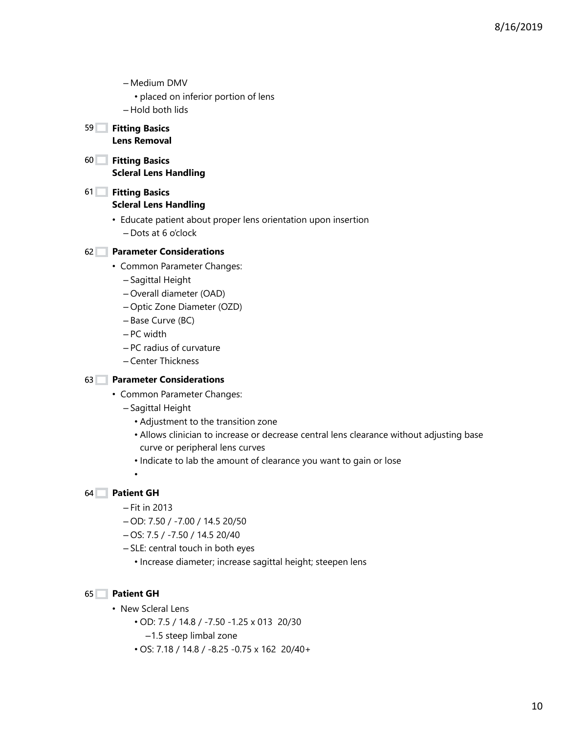- Medium DMV
  - placed on inferior portion of lens
- Hold both lids

59 **Fitting Basics**
**Lens Removal**

60 **Fitting Basics**
**Scleral Lens Handling**

61 **Fitting Basics**
**Scleral Lens Handling**

- Educate patient about proper lens orientation upon insertion
  - Dots at 6 o'clock

62 **Parameter Considerations**

- Common Parameter Changes:
  - Sagittal Height
  - Overall diameter (OAD)
  - Optic Zone Diameter (OZD)
  - Base Curve (BC)
  - PC width
  - PC radius of curvature
  - Center Thickness

63 **Parameter Considerations**

- Common Parameter Changes:
  - Sagittal Height
    - Adjustment to the transition zone
    - Allows clinician to increase or decrease central lens clearance without adjusting base curve or peripheral lens curves
    - Indicate to lab the amount of clearance you want to gain or lose
    - 

64 **Patient GH**

- Fit in 2013
- OD: 7.50 / -7.00 / 14.5 20/50
- OS: 7.5 / -7.50 / 14.5 20/40
- SLE: central touch in both eyes
  - Increase diameter; increase sagittal height; steepen lens

65 **Patient GH**

- New Scleral Lens
  - OD: 7.5 / 14.8 / -7.50 -1.25 x 013 20/30
    - 1.5 steep limbal zone
  - OS: 7.18 / 14.8 / -8.25 -0.75 x 162 20/40+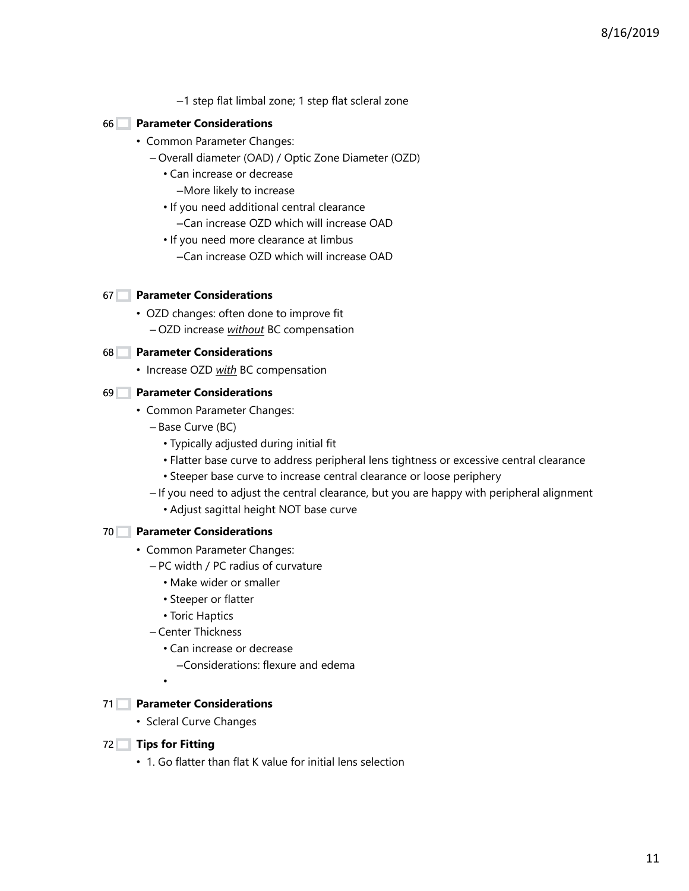- –1 step flat limbal zone; 1 step flat scleral zone

### 66 Parameter Considerations

- Common Parameter Changes:
  - Overall diameter (OAD) / Optic Zone Diameter (OZD)
    - Can increase or decrease
      - More likely to increase
    - If you need additional central clearance
      - Can increase OZD which will increase OAD
    - If you need more clearance at limbus
      - Can increase OZD which will increase OAD

### 67 Parameter Considerations

- OZD changes: often done to improve fit
  - OZD increase *without* BC compensation

### 68 Parameter Considerations

- Increase OZD *with* BC compensation

### 69 Parameter Considerations

- Common Parameter Changes:
  - Base Curve (BC)
    - Typically adjusted during initial fit
    - Flatter base curve to address peripheral lens tightness or excessive central clearance
    - Steeper base curve to increase central clearance or loose periphery
  - If you need to adjust the central clearance, but you are happy with peripheral alignment
    - Adjust sagittal height NOT base curve

### 70 Parameter Considerations

- Common Parameter Changes:
  - PC width / PC radius of curvature
    - Make wider or smaller
    - Steeper or flatter
    - Toric Haptics
  - Center Thickness
    - Can increase or decrease
      - Considerations: flexure and edema

### 71 Parameter Considerations

- Scleral Curve Changes

### 72 Tips for Fitting

- 1. Go flatter than flat K value for initial lens selection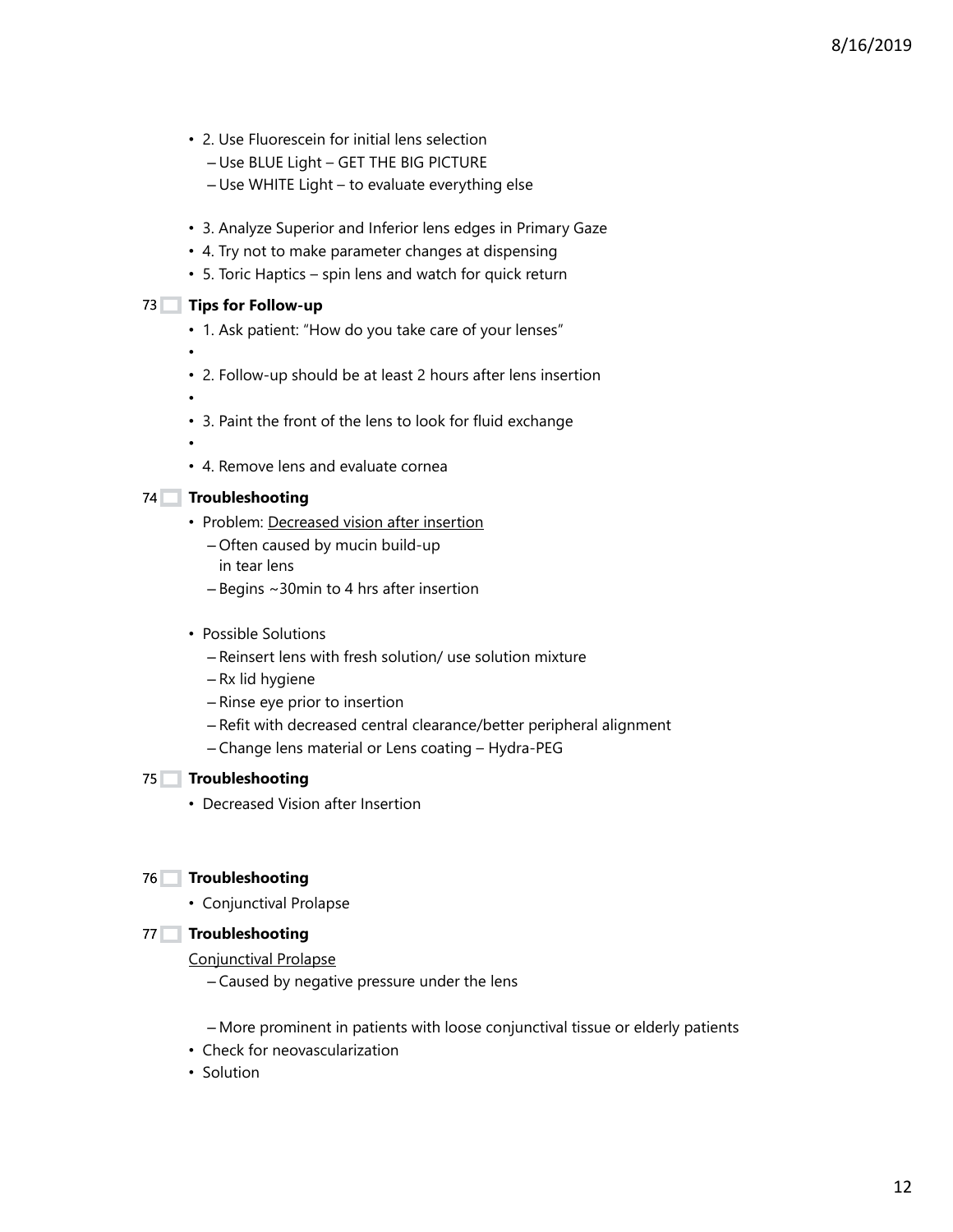- 2. Use Fluorescein for initial lens selection
  - Use BLUE Light – GET THE BIG PICTURE
  - Use WHITE Light – to evaluate everything else

- 3. Analyze Superior and Inferior lens edges in Primary Gaze
- 4. Try not to make parameter changes at dispensing
- 5. Toric Haptics – spin lens and watch for quick return

## 73 Tips for Follow-up

- 1. Ask patient: "How do you take care of your lenses"
- 2. Follow-up should be at least 2 hours after lens insertion
- 3. Paint the front of the lens to look for fluid exchange
- 4. Remove lens and evaluate cornea

## 74 Troubleshooting

- Problem: <u>Decreased vision after insertion</u>
  - Often caused by mucin build-up in tear lens
  - Begins ~30min to 4 hrs after insertion

- Possible Solutions
  - Reinsert lens with fresh solution/ use solution mixture
  - Rx lid hygiene
  - Rinse eye prior to insertion
  - Refit with decreased central clearance/better peripheral alignment
  - Change lens material or Lens coating – Hydra-PEG

## 75 Troubleshooting

- Decreased Vision after Insertion

## 76 Troubleshooting

- Conjunctival Prolapse

## 77 Troubleshooting

<u>Conjunctival Prolapse</u>

- Caused by negative pressure under the lens
- More prominent in patients with loose conjunctival tissue or elderly patients

- Check for neovascularization
- Solution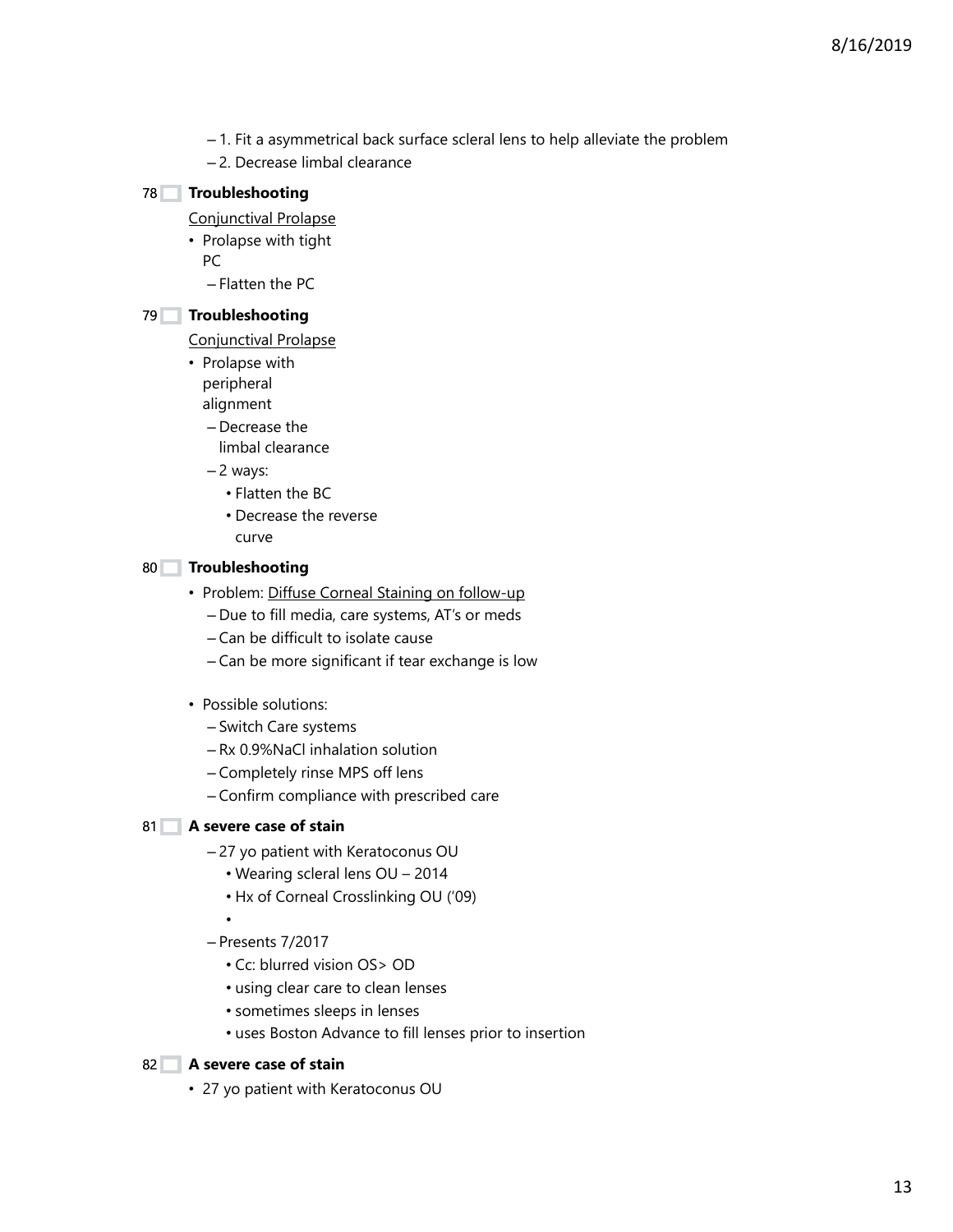- 1. Fit a asymmetrical back surface scleral lens to help alleviate the problem
- 2. Decrease limbal clearance

78 **Troubleshooting**

Conjunctival Prolapse

- Prolapse with tight PC
  - Flatten the PC

79 **Troubleshooting**

Conjunctival Prolapse

- Prolapse with peripheral alignment
  - Decrease the limbal clearance
  - 2 ways:
    - Flatten the BC
    - Decrease the reverse curve

80 **Troubleshooting**

- Problem: Diffuse Corneal Staining on follow-up
  - Due to fill media, care systems, AT's or meds
  - Can be difficult to isolate cause
  - Can be more significant if tear exchange is low

- Possible solutions:
  - Switch Care systems
  - Rx 0.9%NaCl inhalation solution
  - Completely rinse MPS off lens
  - Confirm compliance with prescribed care

81 **A severe case of stain**

- 27 yo patient with Keratoconus OU
  - Wearing scleral lens OU – 2014
  - Hx of Corneal Crosslinking OU ('09)
- Presents 7/2017
  - Cc: blurred vision OS> OD
  - using clear care to clean lenses
  - sometimes sleeps in lenses
  - uses Boston Advance to fill lenses prior to insertion

82 **A severe case of stain**

- 27 yo patient with Keratoconus OU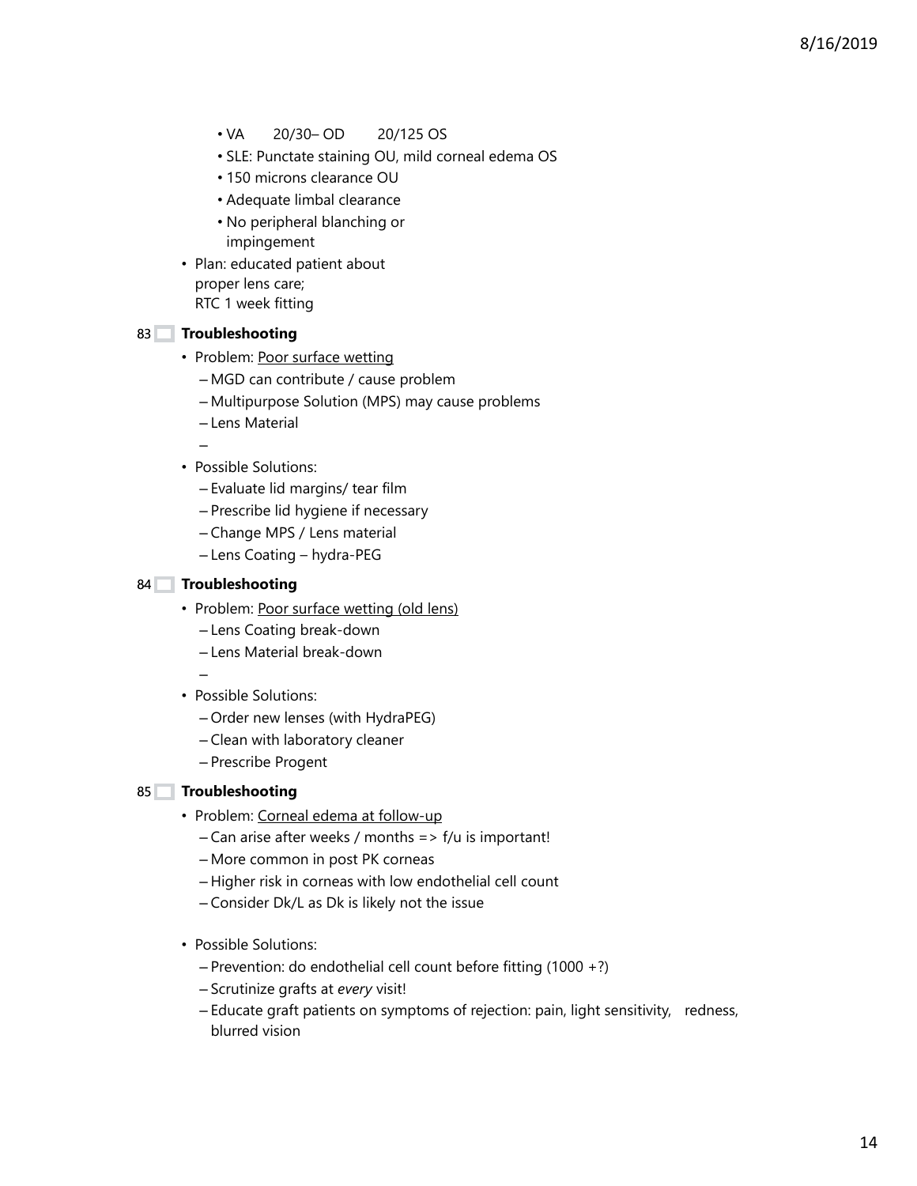- VA 20/30– OD 20/125 OS
- SLE: Punctate staining OU, mild corneal edema OS
- 150 microns clearance OU
- Adequate limbal clearance
- No peripheral blanching or impingement

- Plan: educated patient about proper lens care; RTC 1 week fitting

## 83 Troubleshooting

- Problem: <u>Poor surface wetting</u>
  - MGD can contribute / cause problem
  - Multipurpose Solution (MPS) may cause problems
  - Lens Material
  - 
- Possible Solutions:
  - Evaluate lid margins/ tear film
  - Prescribe lid hygiene if necessary
  - Change MPS / Lens material
  - Lens Coating – hydra-PEG

## 84 Troubleshooting

- Problem: <u>Poor surface wetting (old lens)</u>
  - Lens Coating break-down
  - Lens Material break-down
  - 
- Possible Solutions:
  - Order new lenses (with HydraPEG)
  - Clean with laboratory cleaner
  - Prescribe Progent

## 85 Troubleshooting

- Problem: <u>Corneal edema at follow-up</u>
  - Can arise after weeks / months => f/u is important!
  - More common in post PK corneas
  - Higher risk in corneas with low endothelial cell count
  - Consider Dk/L as Dk is likely not the issue

- Possible Solutions:
  - Prevention: do endothelial cell count before fitting (1000 +?)
  - Scrutinize grafts at *every* visit!
  - Educate graft patients on symptoms of rejection: pain, light sensitivity, redness, blurred vision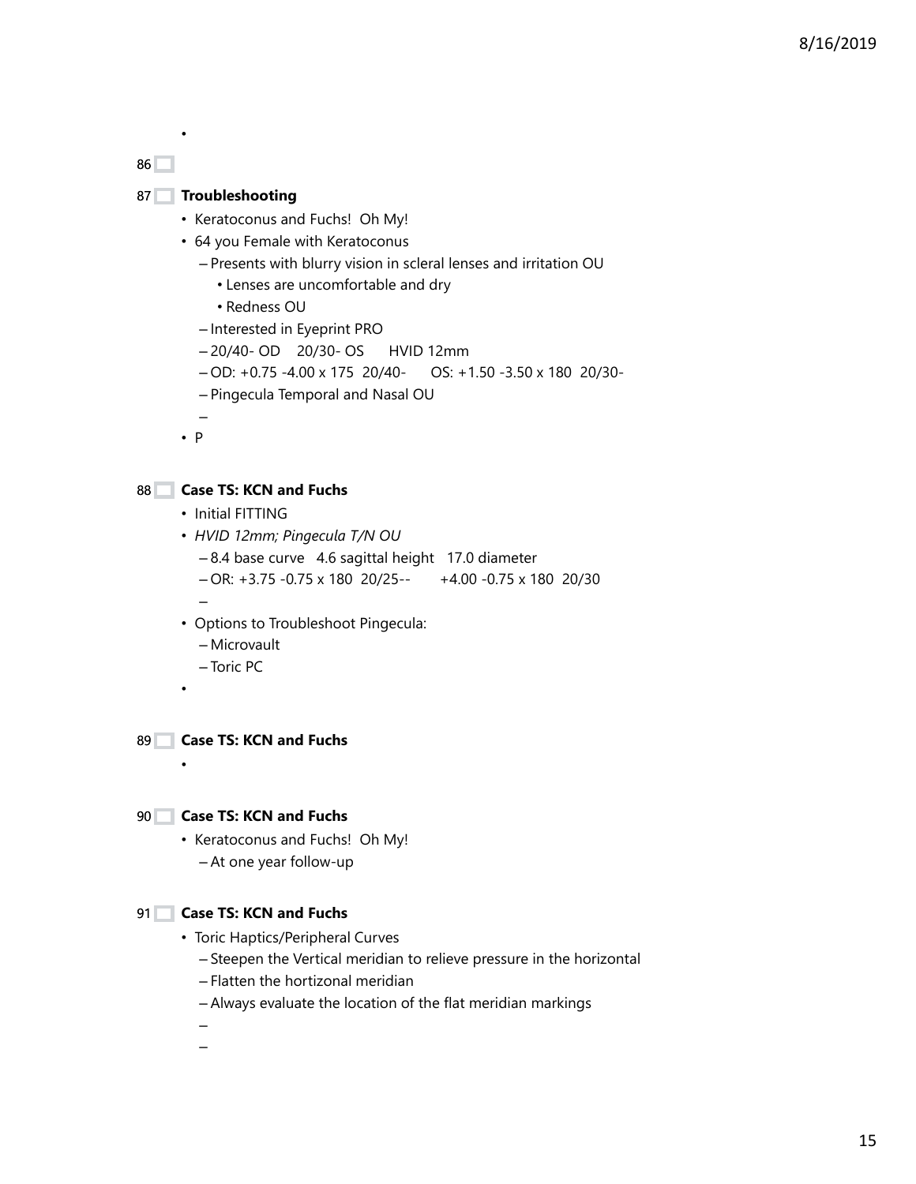•

86

87 **Troubleshooting**

- Keratoconus and Fuchs! Oh My!
- 64 you Female with Keratoconus
  - Presents with blurry vision in scleral lenses and irritation OU
    - Lenses are uncomfortable and dry
    - Redness OU
  - Interested in Eyeprint PRO
  - 20/40- OD 20/30- OS HVID 12mm
  - OD: +0.75 -4.00 x 175 20/40- OS: +1.50 -3.50 x 180 20/30-
  - Pingecula Temporal and Nasal OU
  - 
- P

88 **Case TS: KCN and Fuchs**

- Initial FITTING
- *HVID 12mm; Pingecula T/N OU*
  - 8.4 base curve 4.6 sagittal height 17.0 diameter
  - OR: +3.75 -0.75 x 180 20/25-- +4.00 -0.75 x 180 20/30
  - 
- Options to Troubleshoot Pingecula:
  - Microvault
  - Toric PC
- 

89 **Case TS: KCN and Fuchs**

- 

90 **Case TS: KCN and Fuchs**

- Keratoconus and Fuchs! Oh My!
  - At one year follow-up

91 **Case TS: KCN and Fuchs**

- Toric Haptics/Peripheral Curves
  - Steepen the Vertical meridian to relieve pressure in the horizontal
  - Flatten the hortizonal meridian
  - Always evaluate the location of the flat meridian markings
  - 
  -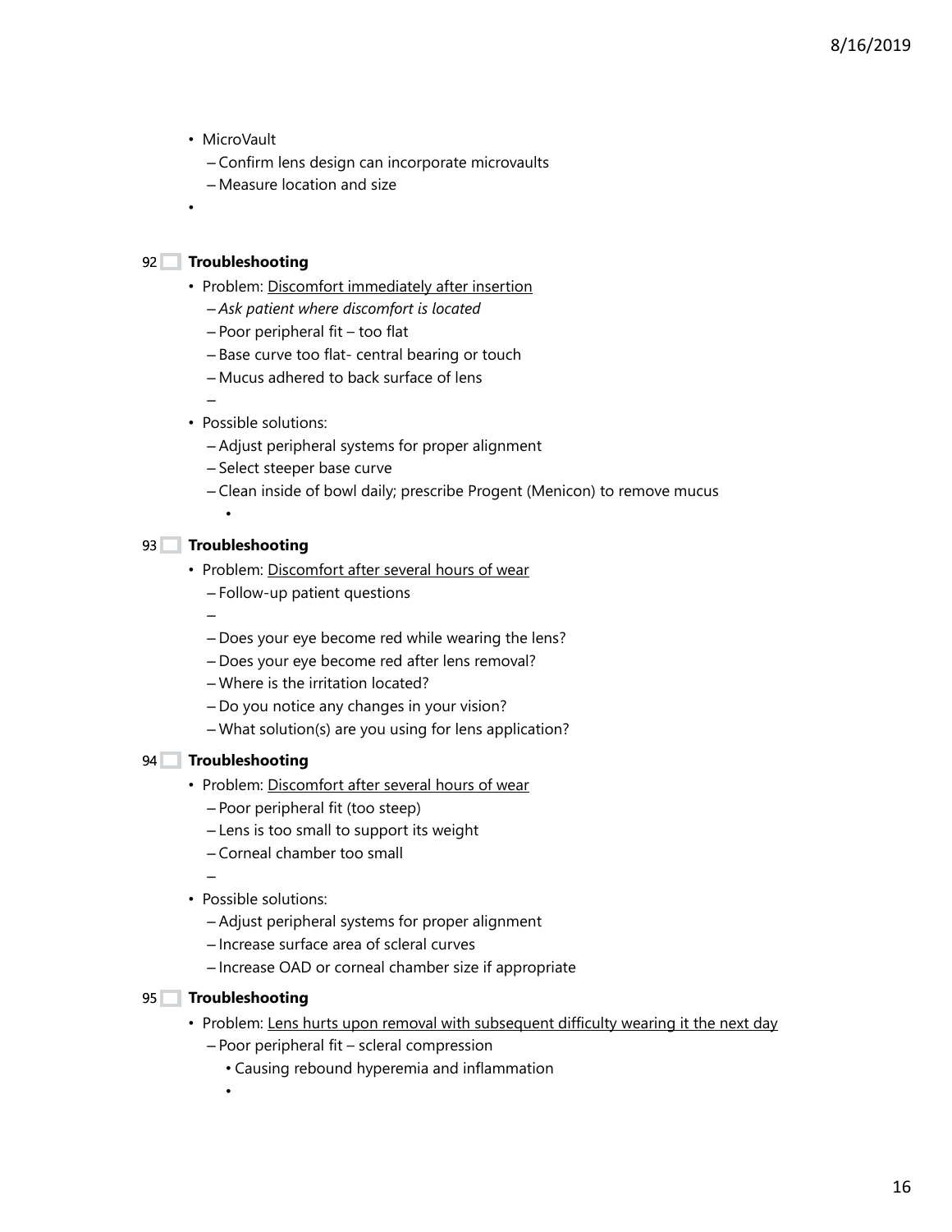- MicroVault
  - Confirm lens design can incorporate microvaults
  - Measure location and size

## 92 Troubleshooting

- Problem: <u>Discomfort immediately after insertion</u>
  - *Ask patient where discomfort is located*
  - Poor peripheral fit – too flat
  - Base curve too flat- central bearing or touch
  - Mucus adhered to back surface of lens
- Possible solutions:
  - Adjust peripheral systems for proper alignment
  - Select steeper base curve
  - Clean inside of bowl daily; prescribe Progent (Menicon) to remove mucus

## 93 Troubleshooting

- Problem: <u>Discomfort after several hours of wear</u>
  - Follow-up patient questions
  - Does your eye become red while wearing the lens?
  - Does your eye become red after lens removal?
  - Where is the irritation located?
  - Do you notice any changes in your vision?
  - What solution(s) are you using for lens application?

## 94 Troubleshooting

- Problem: <u>Discomfort after several hours of wear</u>
  - Poor peripheral fit (too steep)
  - Lens is too small to support its weight
  - Corneal chamber too small
- Possible solutions:
  - Adjust peripheral systems for proper alignment
  - Increase surface area of scleral curves
  - Increase OAD or corneal chamber size if appropriate

## 95 Troubleshooting

- Problem: <u>Lens hurts upon removal with subsequent difficulty wearing it the next day</u>
  - Poor peripheral fit – scleral compression
    - Causing rebound hyperemia and inflammation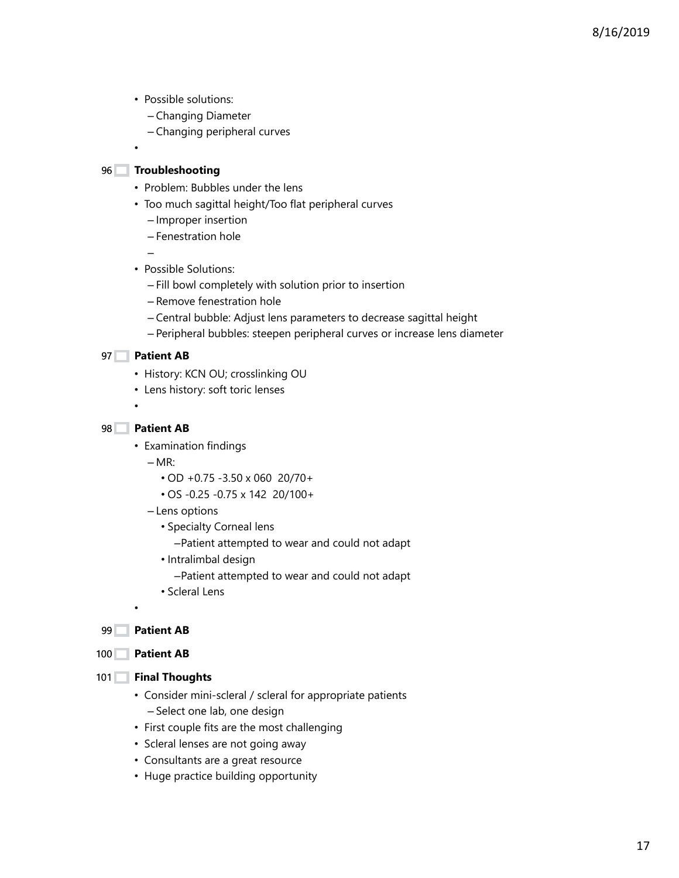- Possible solutions:
  - Changing Diameter
  - Changing peripheral curves
- 

96 **Troubleshooting**

- Problem: Bubbles under the lens
- Too much sagittal height/Too flat peripheral curves
  - Improper insertion
  - Fenestration hole
  - 
- Possible Solutions:
  - Fill bowl completely with solution prior to insertion
  - Remove fenestration hole
  - Central bubble: Adjust lens parameters to decrease sagittal height
  - Peripheral bubbles: steepen peripheral curves or increase lens diameter

97 **Patient AB**

- History: KCN OU; crosslinking OU
- Lens history: soft toric lenses
- 

98 **Patient AB**

- Examination findings
  - MR:
    - OD +0.75 -3.50 x 060 20/70+
    - OS -0.25 -0.75 x 142 20/100+
  - Lens options
    - Specialty Corneal lens
      - Patient attempted to wear and could not adapt
    - Intralimbal design
      - Patient attempted to wear and could not adapt
    - Scleral Lens
- 

99 **Patient AB**

100 **Patient AB**

101 **Final Thoughts**

- Consider mini-scleral / scleral for appropriate patients
  - Select one lab, one design
- First couple fits are the most challenging
- Scleral lenses are not going away
- Consultants are a great resource
- Huge practice building opportunity